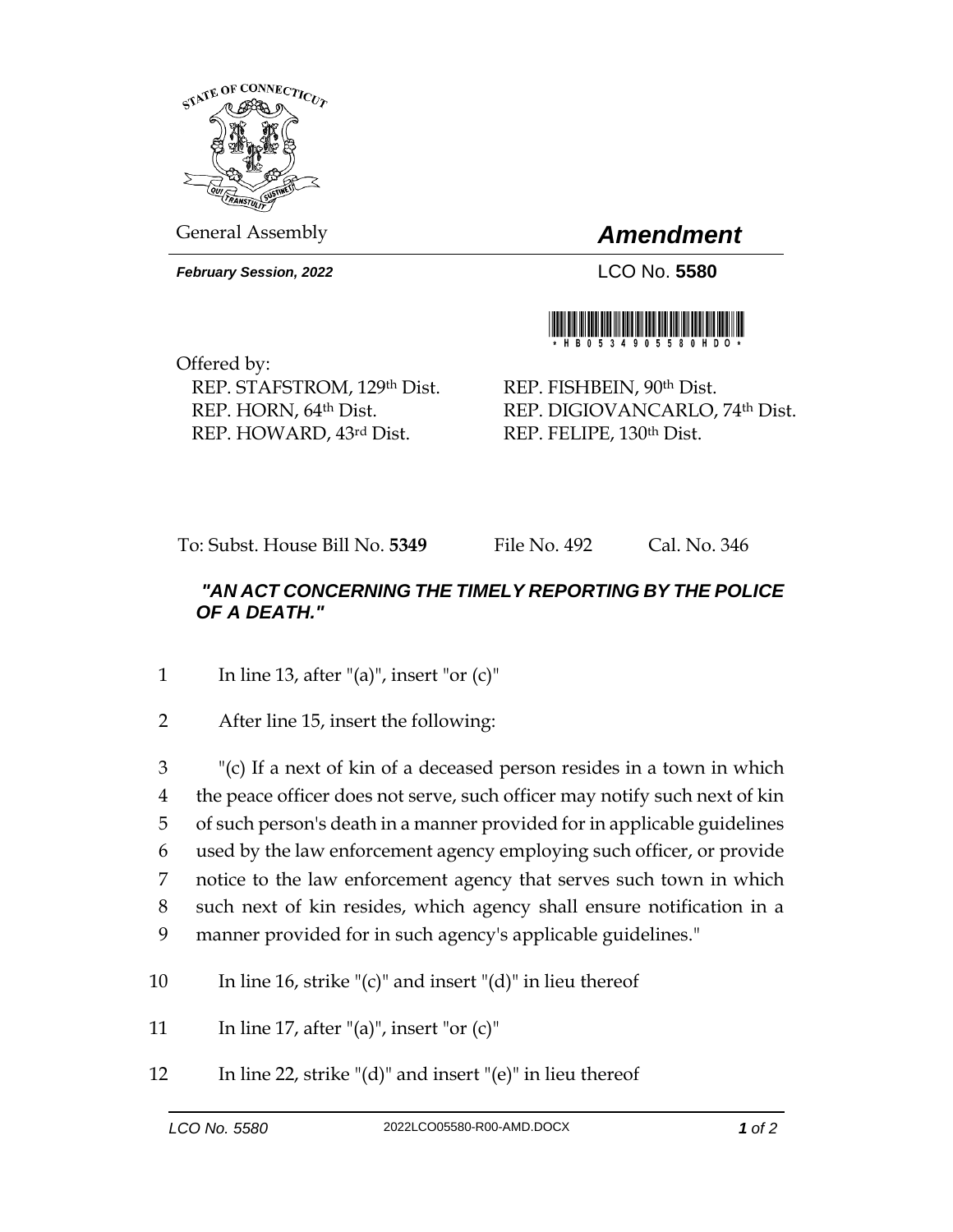General Assembly

# *Amendment*

***February Session, 2022***

LCO No. **5580**

\*HB05349055580HDO\*

Offered by:

REP. STAFSTROM, 129th Dist.
REP. HORN, 64th Dist.
REP. HOWARD, 43rd Dist.
REP. FISHBEIN, 90th Dist.
REP. DIGIOVANCARLO, 74th Dist.
REP. FELIPE, 130th Dist.

To: Subst. House Bill No. **5349** File No. 492 Cal. No. 346

***"AN ACT CONCERNING THE TIMELY REPORTING BY THE POLICE OF A DEATH."***

1 In line 13, after "(a)", insert "or (c)"

2 After line 15, insert the following:

3 "(c) If a next of kin of a deceased person resides in a town in which
4 the peace officer does not serve, such officer may notify such next of kin
5 of such person's death in a manner provided for in applicable guidelines
6 used by the law enforcement agency employing such officer, or provide
7 notice to the law enforcement agency that serves such town in which
8 such next of kin resides, which agency shall ensure notification in a
9 manner provided for in such agency's applicable guidelines."

10 In line 16, strike "(c)" and insert "(d)" in lieu thereof

11 In line 17, after "(a)", insert "or (c)"

12 In line 22, strike "(d)" and insert "(e)" in lieu thereof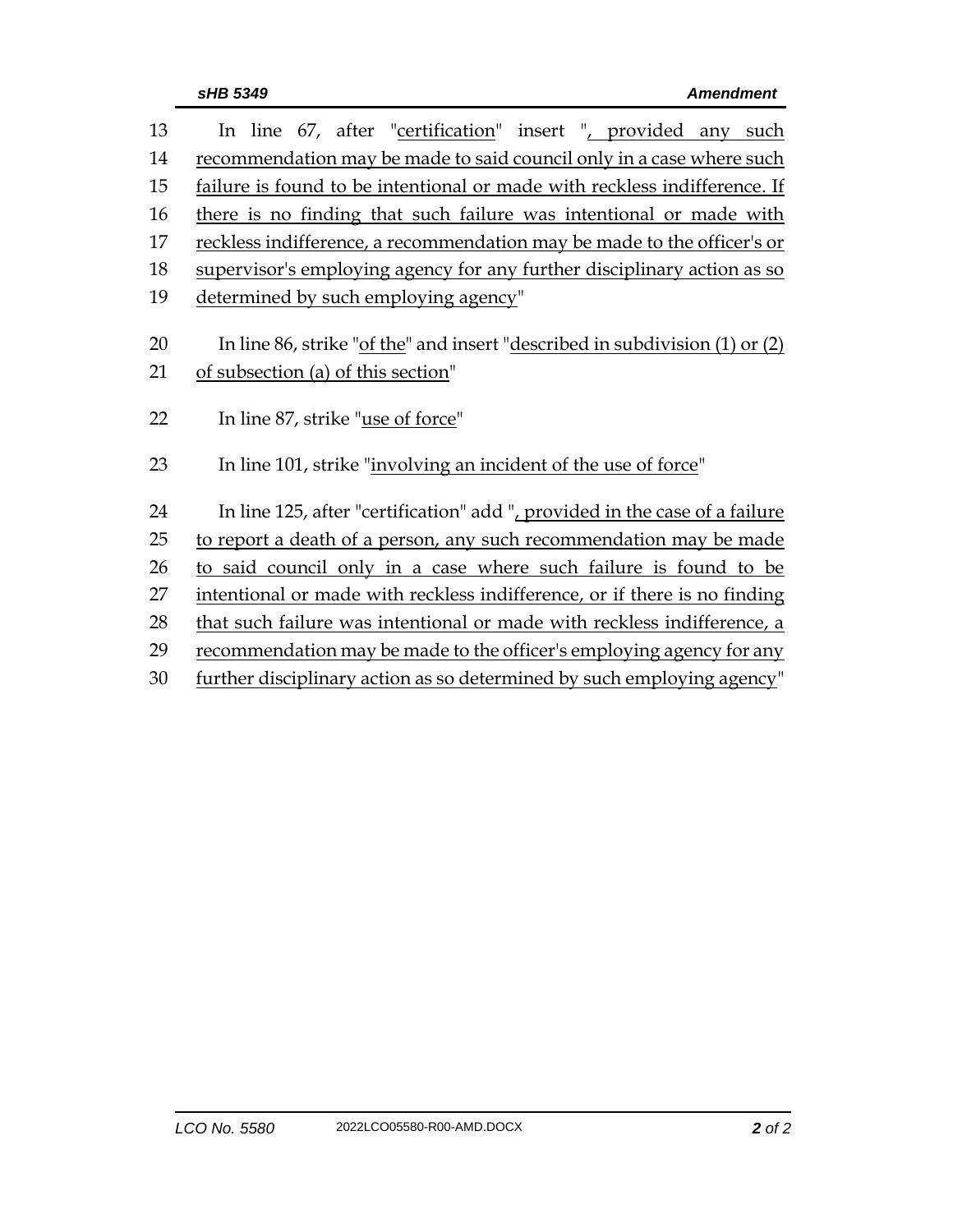13 In line 67, after "certification" insert ", provided any such
14 recommendation may be made to said council only in a case where such
15 failure is found to be intentional or made with reckless indifference. If
16 there is no finding that such failure was intentional or made with
17 reckless indifference, a recommendation may be made to the officer's or
18 supervisor's employing agency for any further disciplinary action as so
19 determined by such employing agency"

20 In line 86, strike "of the" and insert "described in subdivision (1) or (2)
21 of subsection (a) of this section"

22 In line 87, strike "use of force"

23 In line 101, strike "involving an incident of the use of force"

24 In line 125, after "certification" add ", provided in the case of a failure
25 to report a death of a person, any such recommendation may be made
26 to said council only in a case where such failure is found to be
27 intentional or made with reckless indifference, or if there is no finding
28 that such failure was intentional or made with reckless indifference, a
29 recommendation may be made to the officer's employing agency for any
30 further disciplinary action as so determined by such employing agency"